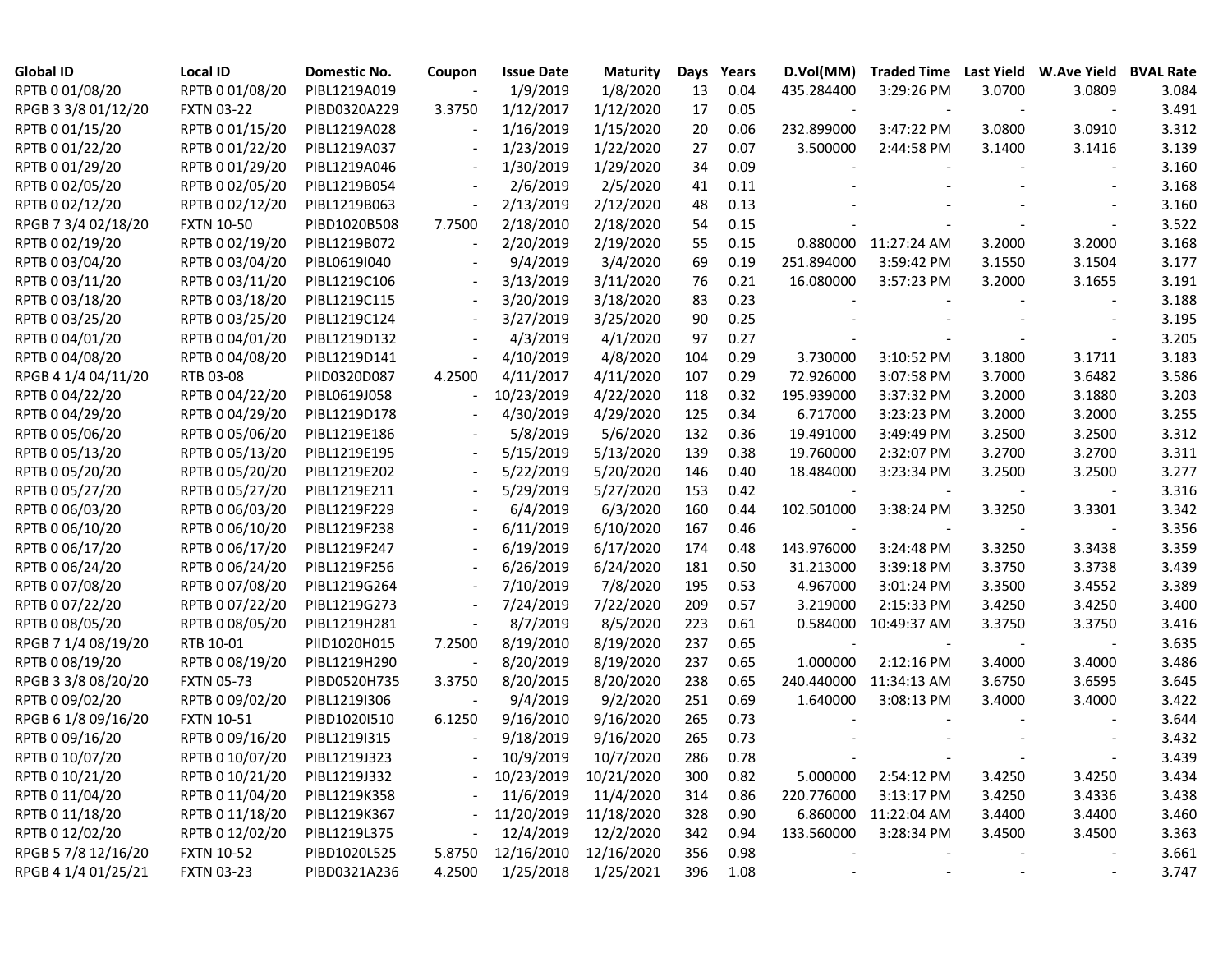| Global ID | Local ID | Domestic No. | Coupon | Issue Date | Maturity | Days | Years | D.Vol(MM) | Traded Time | Last Yield | W.Ave Yield | BVAL Rate |
|---|---|---|---|---|---|---|---|---|---|---|---|---|
| RPTB 0 01/08/20 | RPTB 0 01/08/20 | PIBL1219A019 | - | 1/9/2019 | 1/8/2020 | 13 | 0.04 | 435.284400 | 3:29:26 PM | 3.0700 | 3.0809 | 3.084 |
| RPGB 3 3/8 01/12/20 | FXTN 03-22 | PIBD0320A229 | 3.3750 | 1/12/2017 | 1/12/2020 | 17 | 0.05 | - | - | - | - | 3.491 |
| RPTB 0 01/15/20 | RPTB 0 01/15/20 | PIBL1219A028 | - | 1/16/2019 | 1/15/2020 | 20 | 0.06 | 232.899000 | 3:47:22 PM | 3.0800 | 3.0910 | 3.312 |
| RPTB 0 01/22/20 | RPTB 0 01/22/20 | PIBL1219A037 | - | 1/23/2019 | 1/22/2020 | 27 | 0.07 | 3.500000 | 2:44:58 PM | 3.1400 | 3.1416 | 3.139 |
| RPTB 0 01/29/20 | RPTB 0 01/29/20 | PIBL1219A046 | - | 1/30/2019 | 1/29/2020 | 34 | 0.09 | - | - | - | - | 3.160 |
| RPTB 0 02/05/20 | RPTB 0 02/05/20 | PIBL1219B054 | - | 2/6/2019 | 2/5/2020 | 41 | 0.11 | - | - | - | - | 3.168 |
| RPTB 0 02/12/20 | RPTB 0 02/12/20 | PIBL1219B063 | - | 2/13/2019 | 2/12/2020 | 48 | 0.13 | - | - | - | - | 3.160 |
| RPGB 7 3/4 02/18/20 | FXTN 10-50 | PIBD1020B508 | 7.7500 | 2/18/2010 | 2/18/2020 | 54 | 0.15 | - | - | - | - | 3.522 |
| RPTB 0 02/19/20 | RPTB 0 02/19/20 | PIBL1219B072 | - | 2/20/2019 | 2/19/2020 | 55 | 0.15 | 0.880000 | 11:27:24 AM | 3.2000 | 3.2000 | 3.168 |
| RPTB 0 03/04/20 | RPTB 0 03/04/20 | PIBL0619I040 | - | 9/4/2019 | 3/4/2020 | 69 | 0.19 | 251.894000 | 3:59:42 PM | 3.1550 | 3.1504 | 3.177 |
| RPTB 0 03/11/20 | RPTB 0 03/11/20 | PIBL1219C106 | - | 3/13/2019 | 3/11/2020 | 76 | 0.21 | 16.080000 | 3:57:23 PM | 3.2000 | 3.1655 | 3.191 |
| RPTB 0 03/18/20 | RPTB 0 03/18/20 | PIBL1219C115 | - | 3/20/2019 | 3/18/2020 | 83 | 0.23 | - | - | - | - | 3.188 |
| RPTB 0 03/25/20 | RPTB 0 03/25/20 | PIBL1219C124 | - | 3/27/2019 | 3/25/2020 | 90 | 0.25 | - | - | - | - | 3.195 |
| RPTB 0 04/01/20 | RPTB 0 04/01/20 | PIBL1219D132 | - | 4/3/2019 | 4/1/2020 | 97 | 0.27 | - | - | - | - | 3.205 |
| RPTB 0 04/08/20 | RPTB 0 04/08/20 | PIBL1219D141 | - | 4/10/2019 | 4/8/2020 | 104 | 0.29 | 3.730000 | 3:10:52 PM | 3.1800 | 3.1711 | 3.183 |
| RPGB 4 1/4 04/11/20 | RTB 03-08 | PIID0320D087 | 4.2500 | 4/11/2017 | 4/11/2020 | 107 | 0.29 | 72.926000 | 3:07:58 PM | 3.7000 | 3.6482 | 3.586 |
| RPTB 0 04/22/20 | RPTB 0 04/22/20 | PIBL0619J058 | - | 10/23/2019 | 4/22/2020 | 118 | 0.32 | 195.939000 | 3:37:32 PM | 3.2000 | 3.1880 | 3.203 |
| RPTB 0 04/29/20 | RPTB 0 04/29/20 | PIBL1219D178 | - | 4/30/2019 | 4/29/2020 | 125 | 0.34 | 6.717000 | 3:23:23 PM | 3.2000 | 3.2000 | 3.255 |
| RPTB 0 05/06/20 | RPTB 0 05/06/20 | PIBL1219E186 | - | 5/8/2019 | 5/6/2020 | 132 | 0.36 | 19.491000 | 3:49:49 PM | 3.2500 | 3.2500 | 3.312 |
| RPTB 0 05/13/20 | RPTB 0 05/13/20 | PIBL1219E195 | - | 5/15/2019 | 5/13/2020 | 139 | 0.38 | 19.760000 | 2:32:07 PM | 3.2700 | 3.2700 | 3.311 |
| RPTB 0 05/20/20 | RPTB 0 05/20/20 | PIBL1219E202 | - | 5/22/2019 | 5/20/2020 | 146 | 0.40 | 18.484000 | 3:23:34 PM | 3.2500 | 3.2500 | 3.277 |
| RPTB 0 05/27/20 | RPTB 0 05/27/20 | PIBL1219E211 | - | 5/29/2019 | 5/27/2020 | 153 | 0.42 | - | - | - | - | 3.316 |
| RPTB 0 06/03/20 | RPTB 0 06/03/20 | PIBL1219F229 | - | 6/4/2019 | 6/3/2020 | 160 | 0.44 | 102.501000 | 3:38:24 PM | 3.3250 | 3.3301 | 3.342 |
| RPTB 0 06/10/20 | RPTB 0 06/10/20 | PIBL1219F238 | - | 6/11/2019 | 6/10/2020 | 167 | 0.46 | - | - | - | - | 3.356 |
| RPTB 0 06/17/20 | RPTB 0 06/17/20 | PIBL1219F247 | - | 6/19/2019 | 6/17/2020 | 174 | 0.48 | 143.976000 | 3:24:48 PM | 3.3250 | 3.3438 | 3.359 |
| RPTB 0 06/24/20 | RPTB 0 06/24/20 | PIBL1219F256 | - | 6/26/2019 | 6/24/2020 | 181 | 0.50 | 31.213000 | 3:39:18 PM | 3.3750 | 3.3738 | 3.439 |
| RPTB 0 07/08/20 | RPTB 0 07/08/20 | PIBL1219G264 | - | 7/10/2019 | 7/8/2020 | 195 | 0.53 | 4.967000 | 3:01:24 PM | 3.3500 | 3.4552 | 3.389 |
| RPTB 0 07/22/20 | RPTB 0 07/22/20 | PIBL1219G273 | - | 7/24/2019 | 7/22/2020 | 209 | 0.57 | 3.219000 | 2:15:33 PM | 3.4250 | 3.4250 | 3.400 |
| RPTB 0 08/05/20 | RPTB 0 08/05/20 | PIBL1219H281 | - | 8/7/2019 | 8/5/2020 | 223 | 0.61 | 0.584000 | 10:49:37 AM | 3.3750 | 3.3750 | 3.416 |
| RPGB 7 1/4 08/19/20 | RTB 10-01 | PIID1020H015 | 7.2500 | 8/19/2010 | 8/19/2020 | 237 | 0.65 | - | - | - | - | 3.635 |
| RPTB 0 08/19/20 | RPTB 0 08/19/20 | PIBL1219H290 | - | 8/20/2019 | 8/19/2020 | 237 | 0.65 | 1.000000 | 2:12:16 PM | 3.4000 | 3.4000 | 3.486 |
| RPGB 3 3/8 08/20/20 | FXTN 05-73 | PIBD0520H735 | 3.3750 | 8/20/2015 | 8/20/2020 | 238 | 0.65 | 240.440000 | 11:34:13 AM | 3.6750 | 3.6595 | 3.645 |
| RPTB 0 09/02/20 | RPTB 0 09/02/20 | PIBL1219I306 | - | 9/4/2019 | 9/2/2020 | 251 | 0.69 | 1.640000 | 3:08:13 PM | 3.4000 | 3.4000 | 3.422 |
| RPGB 6 1/8 09/16/20 | FXTN 10-51 | PIBD1020I510 | 6.1250 | 9/16/2010 | 9/16/2020 | 265 | 0.73 | - | - | - | - | 3.644 |
| RPTB 0 09/16/20 | RPTB 0 09/16/20 | PIBL1219I315 | - | 9/18/2019 | 9/16/2020 | 265 | 0.73 | - | - | - | - | 3.432 |
| RPTB 0 10/07/20 | RPTB 0 10/07/20 | PIBL1219J323 | - | 10/9/2019 | 10/7/2020 | 286 | 0.78 | - | - | - | - | 3.439 |
| RPTB 0 10/21/20 | RPTB 0 10/21/20 | PIBL1219J332 | - | 10/23/2019 | 10/21/2020 | 300 | 0.82 | 5.000000 | 2:54:12 PM | 3.4250 | 3.4250 | 3.434 |
| RPTB 0 11/04/20 | RPTB 0 11/04/20 | PIBL1219K358 | - | 11/6/2019 | 11/4/2020 | 314 | 0.86 | 220.776000 | 3:13:17 PM | 3.4250 | 3.4336 | 3.438 |
| RPTB 0 11/18/20 | RPTB 0 11/18/20 | PIBL1219K367 | - | 11/20/2019 | 11/18/2020 | 328 | 0.90 | 6.860000 | 11:22:04 AM | 3.4400 | 3.4400 | 3.460 |
| RPTB 0 12/02/20 | RPTB 0 12/02/20 | PIBL1219L375 | - | 12/4/2019 | 12/2/2020 | 342 | 0.94 | 133.560000 | 3:28:34 PM | 3.4500 | 3.4500 | 3.363 |
| RPGB 5 7/8 12/16/20 | FXTN 10-52 | PIBD1020L525 | 5.8750 | 12/16/2010 | 12/16/2020 | 356 | 0.98 | - | - | - | - | 3.661 |
| RPGB 4 1/4 01/25/21 | FXTN 03-23 | PIBD0321A236 | 4.2500 | 1/25/2018 | 1/25/2021 | 396 | 1.08 | - | - | - | - | 3.747 |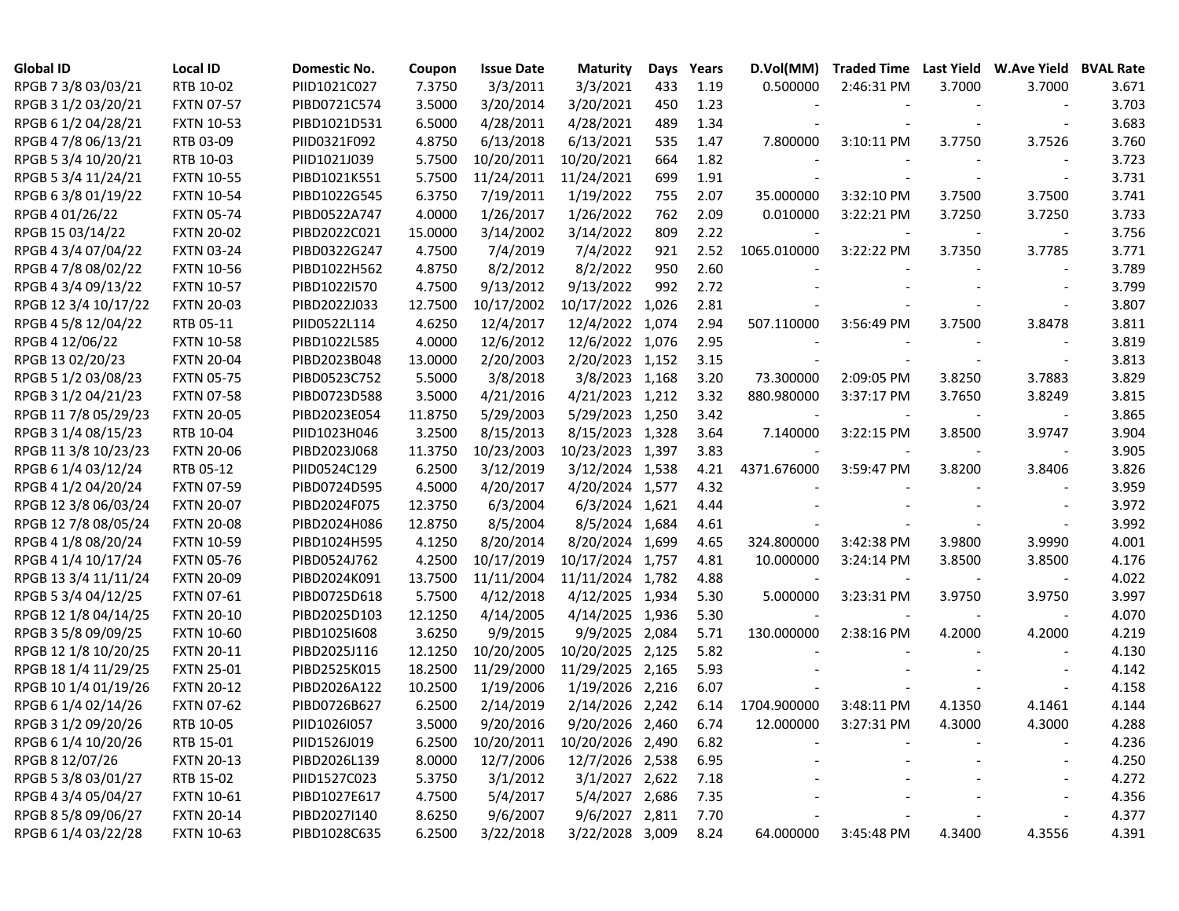| Global ID | Local ID | Domestic No. | Coupon | Issue Date | Maturity | Days | Years | D.Vol(MM) | Traded Time | Last Yield | W.Ave Yield | BVAL Rate |
|---|---|---|---|---|---|---|---|---|---|---|---|---|
| RPGB 7 3/8 03/03/21 | RTB 10-02 | PIID1021C027 | 7.3750 | 3/3/2011 | 3/3/2021 | 433 | 1.19 | 0.500000 | 2:46:31 PM | 3.7000 | 3.7000 | 3.671 |
| RPGB 3 1/2 03/20/21 | FXTN 07-57 | PIBD0721C574 | 3.5000 | 3/20/2014 | 3/20/2021 | 450 | 1.23 | - | - | - | - | 3.703 |
| RPGB 6 1/2 04/28/21 | FXTN 10-53 | PIBD1021D531 | 6.5000 | 4/28/2011 | 4/28/2021 | 489 | 1.34 | - | - | - | - | 3.683 |
| RPGB 4 7/8 06/13/21 | RTB 03-09 | PIID0321F092 | 4.8750 | 6/13/2018 | 6/13/2021 | 535 | 1.47 | 7.800000 | 3:10:11 PM | 3.7750 | 3.7526 | 3.760 |
| RPGB 5 3/4 10/20/21 | RTB 10-03 | PIID1021J039 | 5.7500 | 10/20/2011 | 10/20/2021 | 664 | 1.82 | - | - | - | - | 3.723 |
| RPGB 5 3/4 11/24/21 | FXTN 10-55 | PIBD1021K551 | 5.7500 | 11/24/2011 | 11/24/2021 | 699 | 1.91 | - | - | - | - | 3.731 |
| RPGB 6 3/8 01/19/22 | FXTN 10-54 | PIBD1022G545 | 6.3750 | 7/19/2011 | 1/19/2022 | 755 | 2.07 | 35.000000 | 3:32:10 PM | 3.7500 | 3.7500 | 3.741 |
| RPGB 4 01/26/22 | FXTN 05-74 | PIBD0522A747 | 4.0000 | 1/26/2017 | 1/26/2022 | 762 | 2.09 | 0.010000 | 3:22:21 PM | 3.7250 | 3.7250 | 3.733 |
| RPGB 15 03/14/22 | FXTN 20-02 | PIBD2022C021 | 15.0000 | 3/14/2002 | 3/14/2022 | 809 | 2.22 | - | - | - | - | 3.756 |
| RPGB 4 3/4 07/04/22 | FXTN 03-24 | PIBD0322G247 | 4.7500 | 7/4/2019 | 7/4/2022 | 921 | 2.52 | 1065.010000 | 3:22:22 PM | 3.7350 | 3.7785 | 3.771 |
| RPGB 4 7/8 08/02/22 | FXTN 10-56 | PIBD1022H562 | 4.8750 | 8/2/2012 | 8/2/2022 | 950 | 2.60 | - | - | - | - | 3.789 |
| RPGB 4 3/4 09/13/22 | FXTN 10-57 | PIBD1022I570 | 4.7500 | 9/13/2012 | 9/13/2022 | 992 | 2.72 | - | - | - | - | 3.799 |
| RPGB 12 3/4 10/17/22 | FXTN 20-03 | PIBD2022J033 | 12.7500 | 10/17/2002 | 10/17/2022 | 1,026 | 2.81 | - | - | - | - | 3.807 |
| RPGB 4 5/8 12/04/22 | RTB 05-11 | PIID0522L114 | 4.6250 | 12/4/2017 | 12/4/2022 | 1,074 | 2.94 | 507.110000 | 3:56:49 PM | 3.7500 | 3.8478 | 3.811 |
| RPGB 4 12/06/22 | FXTN 10-58 | PIBD1022L585 | 4.0000 | 12/6/2012 | 12/6/2022 | 1,076 | 2.95 | - | - | - | - | 3.819 |
| RPGB 13 02/20/23 | FXTN 20-04 | PIBD2023B048 | 13.0000 | 2/20/2003 | 2/20/2023 | 1,152 | 3.15 | - | - | - | - | 3.813 |
| RPGB 5 1/2 03/08/23 | FXTN 05-75 | PIBD0523C752 | 5.5000 | 3/8/2018 | 3/8/2023 | 1,168 | 3.20 | 73.300000 | 2:09:05 PM | 3.8250 | 3.7883 | 3.829 |
| RPGB 3 1/2 04/21/23 | FXTN 07-58 | PIBD0723D588 | 3.5000 | 4/21/2016 | 4/21/2023 | 1,212 | 3.32 | 880.980000 | 3:37:17 PM | 3.7650 | 3.8249 | 3.815 |
| RPGB 11 7/8 05/29/23 | FXTN 20-05 | PIBD2023E054 | 11.8750 | 5/29/2003 | 5/29/2023 | 1,250 | 3.42 | - | - | - | - | 3.865 |
| RPGB 3 1/4 08/15/23 | RTB 10-04 | PIID1023H046 | 3.2500 | 8/15/2013 | 8/15/2023 | 1,328 | 3.64 | 7.140000 | 3:22:15 PM | 3.8500 | 3.9747 | 3.904 |
| RPGB 11 3/8 10/23/23 | FXTN 20-06 | PIBD2023J068 | 11.3750 | 10/23/2003 | 10/23/2023 | 1,397 | 3.83 | - | - | - | - | 3.905 |
| RPGB 6 1/4 03/12/24 | RTB 05-12 | PIID0524C129 | 6.2500 | 3/12/2019 | 3/12/2024 | 1,538 | 4.21 | 4371.676000 | 3:59:47 PM | 3.8200 | 3.8406 | 3.826 |
| RPGB 4 1/2 04/20/24 | FXTN 07-59 | PIBD0724D595 | 4.5000 | 4/20/2017 | 4/20/2024 | 1,577 | 4.32 | - | - | - | - | 3.959 |
| RPGB 12 3/8 06/03/24 | FXTN 20-07 | PIBD2024F075 | 12.3750 | 6/3/2004 | 6/3/2024 | 1,621 | 4.44 | - | - | - | - | 3.972 |
| RPGB 12 7/8 08/05/24 | FXTN 20-08 | PIBD2024H086 | 12.8750 | 8/5/2004 | 8/5/2024 | 1,684 | 4.61 | - | - | - | - | 3.992 |
| RPGB 4 1/8 08/20/24 | FXTN 10-59 | PIBD1024H595 | 4.1250 | 8/20/2014 | 8/20/2024 | 1,699 | 4.65 | 324.800000 | 3:42:38 PM | 3.9800 | 3.9990 | 4.001 |
| RPGB 4 1/4 10/17/24 | FXTN 05-76 | PIBD0524J762 | 4.2500 | 10/17/2019 | 10/17/2024 | 1,757 | 4.81 | 10.000000 | 3:24:14 PM | 3.8500 | 3.8500 | 4.176 |
| RPGB 13 3/4 11/11/24 | FXTN 20-09 | PIBD2024K091 | 13.7500 | 11/11/2004 | 11/11/2024 | 1,782 | 4.88 | - | - | - | - | 4.022 |
| RPGB 5 3/4 04/12/25 | FXTN 07-61 | PIBD0725D618 | 5.7500 | 4/12/2018 | 4/12/2025 | 1,934 | 5.30 | 5.000000 | 3:23:31 PM | 3.9750 | 3.9750 | 3.997 |
| RPGB 12 1/8 04/14/25 | FXTN 20-10 | PIBD2025D103 | 12.1250 | 4/14/2005 | 4/14/2025 | 1,936 | 5.30 | - | - | - | - | 4.070 |
| RPGB 3 5/8 09/09/25 | FXTN 10-60 | PIBD1025I608 | 3.6250 | 9/9/2015 | 9/9/2025 | 2,084 | 5.71 | 130.000000 | 2:38:16 PM | 4.2000 | 4.2000 | 4.219 |
| RPGB 12 1/8 10/20/25 | FXTN 20-11 | PIBD2025J116 | 12.1250 | 10/20/2005 | 10/20/2025 | 2,125 | 5.82 | - | - | - | - | 4.130 |
| RPGB 18 1/4 11/29/25 | FXTN 25-01 | PIBD2525K015 | 18.2500 | 11/29/2000 | 11/29/2025 | 2,165 | 5.93 | - | - | - | - | 4.142 |
| RPGB 10 1/4 01/19/26 | FXTN 20-12 | PIBD2026A122 | 10.2500 | 1/19/2006 | 1/19/2026 | 2,216 | 6.07 | - | - | - | - | 4.158 |
| RPGB 6 1/4 02/14/26 | FXTN 07-62 | PIBD0726B627 | 6.2500 | 2/14/2019 | 2/14/2026 | 2,242 | 6.14 | 1704.900000 | 3:48:11 PM | 4.1350 | 4.1461 | 4.144 |
| RPGB 3 1/2 09/20/26 | RTB 10-05 | PIID1026I057 | 3.5000 | 9/20/2016 | 9/20/2026 | 2,460 | 6.74 | 12.000000 | 3:27:31 PM | 4.3000 | 4.3000 | 4.288 |
| RPGB 6 1/4 10/20/26 | RTB 15-01 | PIID1526J019 | 6.2500 | 10/20/2011 | 10/20/2026 | 2,490 | 6.82 | - | - | - | - | 4.236 |
| RPGB 8 12/07/26 | FXTN 20-13 | PIBD2026L139 | 8.0000 | 12/7/2006 | 12/7/2026 | 2,538 | 6.95 | - | - | - | - | 4.250 |
| RPGB 5 3/8 03/01/27 | RTB 15-02 | PIID1527C023 | 5.3750 | 3/1/2012 | 3/1/2027 | 2,622 | 7.18 | - | - | - | - | 4.272 |
| RPGB 4 3/4 05/04/27 | FXTN 10-61 | PIBD1027E617 | 4.7500 | 5/4/2017 | 5/4/2027 | 2,686 | 7.35 | - | - | - | - | 4.356 |
| RPGB 8 5/8 09/06/27 | FXTN 20-14 | PIBD2027I140 | 8.6250 | 9/6/2007 | 9/6/2027 | 2,811 | 7.70 | - | - | - | - | 4.377 |
| RPGB 6 1/4 03/22/28 | FXTN 10-63 | PIBD1028C635 | 6.2500 | 3/22/2018 | 3/22/2028 | 3,009 | 8.24 | 64.000000 | 3:45:48 PM | 4.3400 | 4.3556 | 4.391 |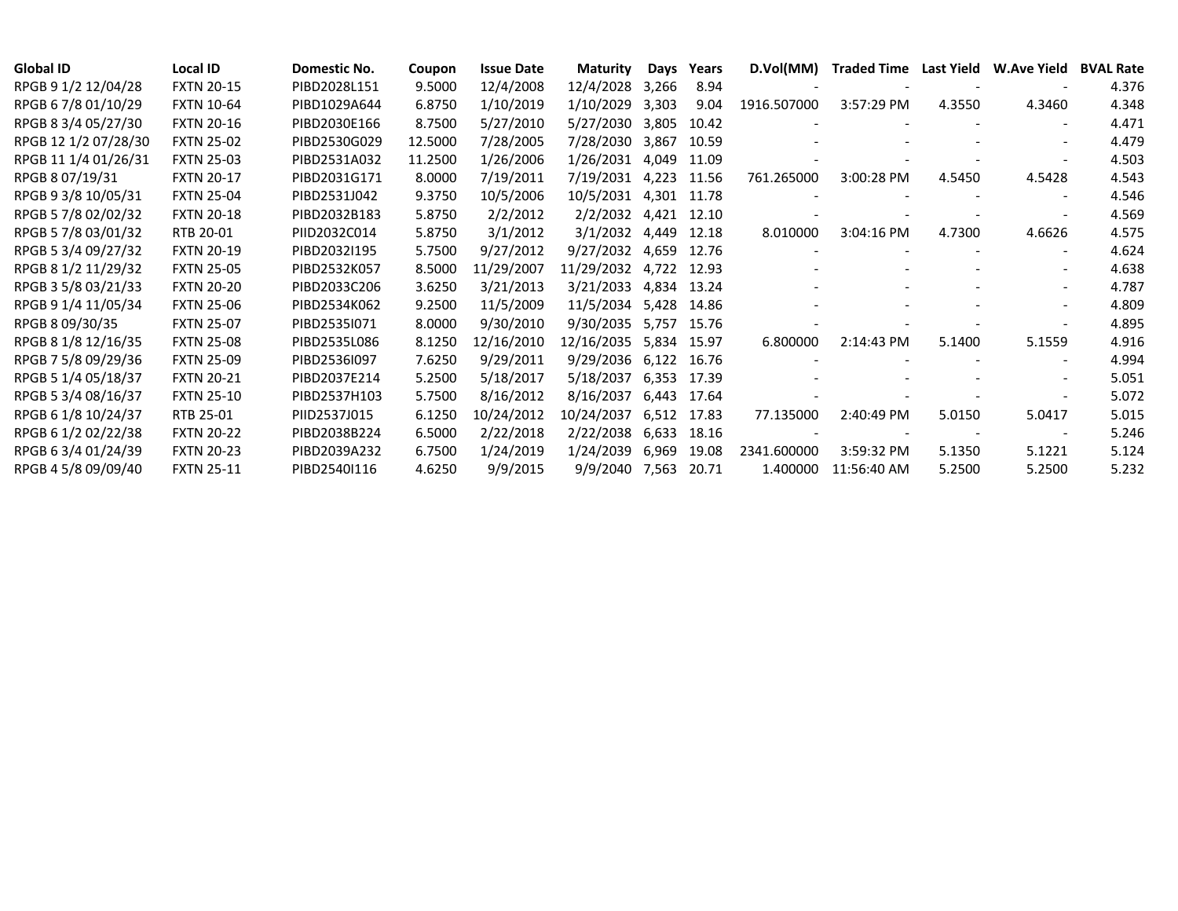| Global ID | Local ID | Domestic No. | Coupon | Issue Date | Maturity | Days | Years | D.Vol(MM) | Traded Time | Last Yield | W.Ave Yield | BVAL Rate |
|---|---|---|---|---|---|---|---|---|---|---|---|---|
| RPGB 9 1/2 12/04/28 | FXTN 20-15 | PIBD2028L151 | 9.5000 | 12/4/2008 | 12/4/2028 | 3,266 | 8.94 | - | - | - | - | 4.376 |
| RPGB 6 7/8 01/10/29 | FXTN 10-64 | PIBD1029A644 | 6.8750 | 1/10/2019 | 1/10/2029 | 3,303 | 9.04 | 1916.507000 | 3:57:29 PM | 4.3550 | 4.3460 | 4.348 |
| RPGB 8 3/4 05/27/30 | FXTN 20-16 | PIBD2030E166 | 8.7500 | 5/27/2010 | 5/27/2030 | 3,805 | 10.42 | - | - | - | - | 4.471 |
| RPGB 12 1/2 07/28/30 | FXTN 25-02 | PIBD2530G029 | 12.5000 | 7/28/2005 | 7/28/2030 | 3,867 | 10.59 | - | - | - | - | 4.479 |
| RPGB 11 1/4 01/26/31 | FXTN 25-03 | PIBD2531A032 | 11.2500 | 1/26/2006 | 1/26/2031 | 4,049 | 11.09 | - | - | - | - | 4.503 |
| RPGB 8 07/19/31 | FXTN 20-17 | PIBD2031G171 | 8.0000 | 7/19/2011 | 7/19/2031 | 4,223 | 11.56 | 761.265000 | 3:00:28 PM | 4.5450 | 4.5428 | 4.543 |
| RPGB 9 3/8 10/05/31 | FXTN 25-04 | PIBD2531J042 | 9.3750 | 10/5/2006 | 10/5/2031 | 4,301 | 11.78 | - | - | - | - | 4.546 |
| RPGB 5 7/8 02/02/32 | FXTN 20-18 | PIBD2032B183 | 5.8750 | 2/2/2012 | 2/2/2032 | 4,421 | 12.10 | - | - | - | - | 4.569 |
| RPGB 5 7/8 03/01/32 | RTB 20-01 | PIID2032C014 | 5.8750 | 3/1/2012 | 3/1/2032 | 4,449 | 12.18 | 8.010000 | 3:04:16 PM | 4.7300 | 4.6626 | 4.575 |
| RPGB 5 3/4 09/27/32 | FXTN 20-19 | PIBD2032I195 | 5.7500 | 9/27/2012 | 9/27/2032 | 4,659 | 12.76 | - | - | - | - | 4.624 |
| RPGB 8 1/2 11/29/32 | FXTN 25-05 | PIBD2532K057 | 8.5000 | 11/29/2007 | 11/29/2032 | 4,722 | 12.93 | - | - | - | - | 4.638 |
| RPGB 3 5/8 03/21/33 | FXTN 20-20 | PIBD2033C206 | 3.6250 | 3/21/2013 | 3/21/2033 | 4,834 | 13.24 | - | - | - | - | 4.787 |
| RPGB 9 1/4 11/05/34 | FXTN 25-06 | PIBD2534K062 | 9.2500 | 11/5/2009 | 11/5/2034 | 5,428 | 14.86 | - | - | - | - | 4.809 |
| RPGB 8 09/30/35 | FXTN 25-07 | PIBD2535I071 | 8.0000 | 9/30/2010 | 9/30/2035 | 5,757 | 15.76 | - | - | - | - | 4.895 |
| RPGB 8 1/8 12/16/35 | FXTN 25-08 | PIBD2535L086 | 8.1250 | 12/16/2010 | 12/16/2035 | 5,834 | 15.97 | 6.800000 | 2:14:43 PM | 5.1400 | 5.1559 | 4.916 |
| RPGB 7 5/8 09/29/36 | FXTN 25-09 | PIBD2536I097 | 7.6250 | 9/29/2011 | 9/29/2036 | 6,122 | 16.76 | - | - | - | - | 4.994 |
| RPGB 5 1/4 05/18/37 | FXTN 20-21 | PIBD2037E214 | 5.2500 | 5/18/2017 | 5/18/2037 | 6,353 | 17.39 | - | - | - | - | 5.051 |
| RPGB 5 3/4 08/16/37 | FXTN 25-10 | PIBD2537H103 | 5.7500 | 8/16/2012 | 8/16/2037 | 6,443 | 17.64 | - | - | - | - | 5.072 |
| RPGB 6 1/8 10/24/37 | RTB 25-01 | PIID2537J015 | 6.1250 | 10/24/2012 | 10/24/2037 | 6,512 | 17.83 | 77.135000 | 2:40:49 PM | 5.0150 | 5.0417 | 5.015 |
| RPGB 6 1/2 02/22/38 | FXTN 20-22 | PIBD2038B224 | 6.5000 | 2/22/2018 | 2/22/2038 | 6,633 | 18.16 | - | - | - | - | 5.246 |
| RPGB 6 3/4 01/24/39 | FXTN 20-23 | PIBD2039A232 | 6.7500 | 1/24/2019 | 1/24/2039 | 6,969 | 19.08 | 2341.600000 | 3:59:32 PM | 5.1350 | 5.1221 | 5.124 |
| RPGB 4 5/8 09/09/40 | FXTN 25-11 | PIBD2540I116 | 4.6250 | 9/9/2015 | 9/9/2040 | 7,563 | 20.71 | 1.400000 | 11:56:40 AM | 5.2500 | 5.2500 | 5.232 |